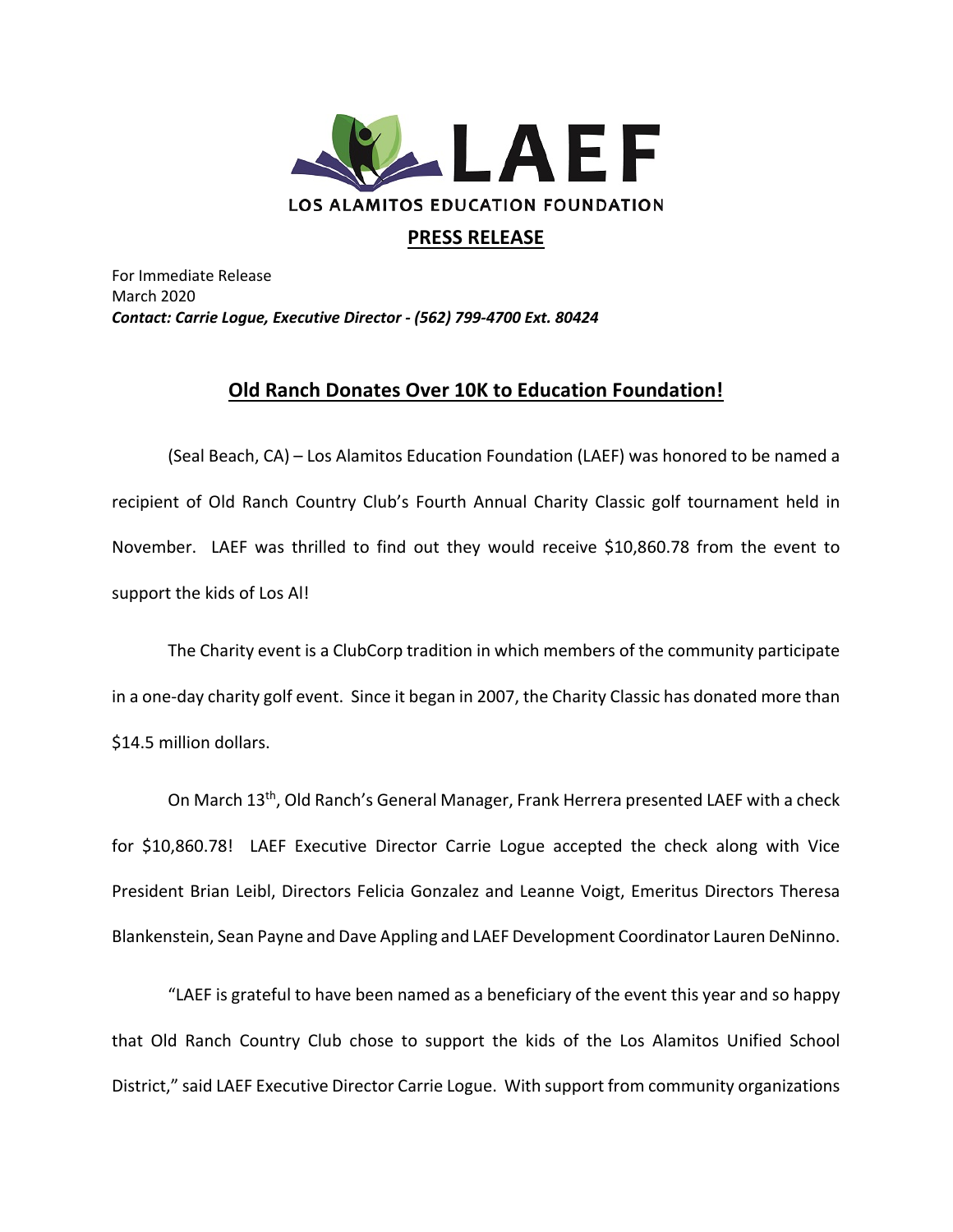# LAEF

LOS ALAMITOS EDUCATION FOUNDATION

## PRESS RELEASE

For Immediate Release
March 2020
***Contact: Carrie Logue, Executive Director - (562) 799-4700 Ext. 80424***

## Old Ranch Donates Over 10K to Education Foundation!

(Seal Beach, CA) – Los Alamitos Education Foundation (LAEF) was honored to be named a recipient of Old Ranch Country Club's Fourth Annual Charity Classic golf tournament held in November. LAEF was thrilled to find out they would receive $10,860.78 from the event to support the kids of Los Al!

The Charity event is a ClubCorp tradition in which members of the community participate in a one-day charity golf event. Since it began in 2007, the Charity Classic has donated more than $14.5 million dollars.

On March 13th, Old Ranch's General Manager, Frank Herrera presented LAEF with a check for $10,860.78! LAEF Executive Director Carrie Logue accepted the check along with Vice President Brian Leibl, Directors Felicia Gonzalez and Leanne Voigt, Emeritus Directors Theresa Blankenstein, Sean Payne and Dave Appling and LAEF Development Coordinator Lauren DeNinno.

"LAEF is grateful to have been named as a beneficiary of the event this year and so happy that Old Ranch Country Club chose to support the kids of the Los Alamitos Unified School District," said LAEF Executive Director Carrie Logue. With support from community organizations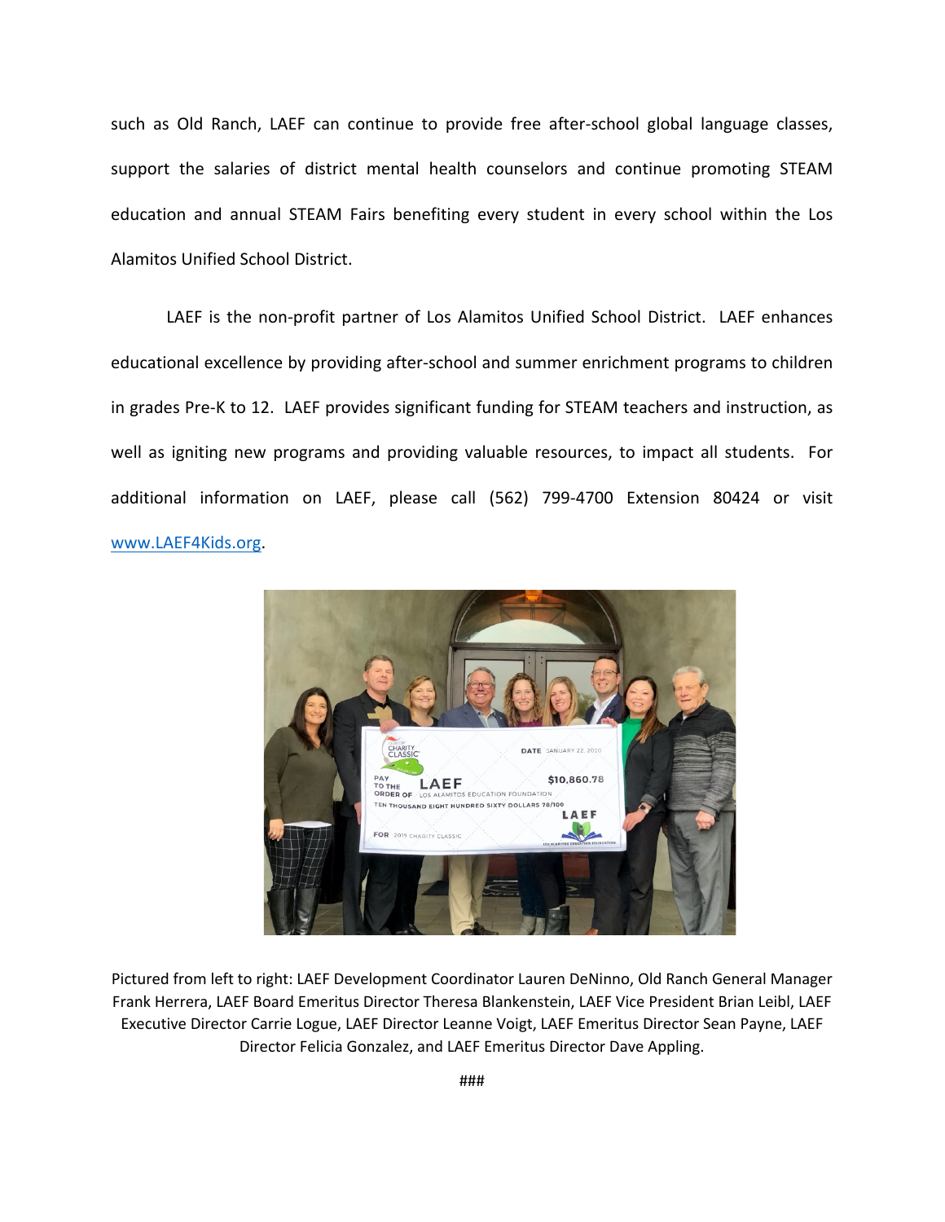such as Old Ranch, LAEF can continue to provide free after-school global language classes, support the salaries of district mental health counselors and continue promoting STEAM education and annual STEAM Fairs benefiting every student in every school within the Los Alamitos Unified School District.

LAEF is the non-profit partner of Los Alamitos Unified School District. LAEF enhances educational excellence by providing after-school and summer enrichment programs to children in grades Pre-K to 12. LAEF provides significant funding for STEAM teachers and instruction, as well as igniting new programs and providing valuable resources, to impact all students. For additional information on LAEF, please call (562) 799-4700 Extension 80424 or visit [www.LAEF4Kids.org](http://www.LAEF4Kids.org).

Pictured from left to right: LAEF Development Coordinator Lauren DeNinno, Old Ranch General Manager Frank Herrera, LAEF Board Emeritus Director Theresa Blankenstein, LAEF Vice President Brian Leibl, LAEF Executive Director Carrie Logue, LAEF Director Leanne Voigt, LAEF Emeritus Director Sean Payne, LAEF Director Felicia Gonzalez, and LAEF Emeritus Director Dave Appling.

###